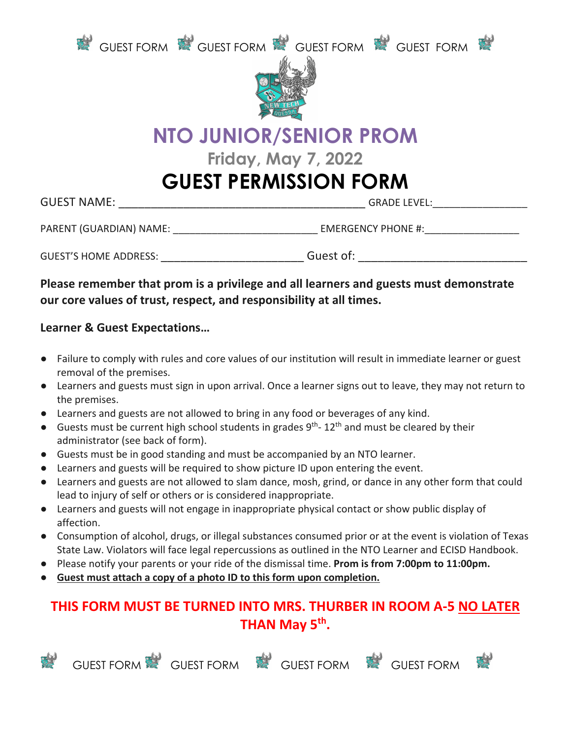GUEST FORM GUEST FORM GUEST FORM GUEST FORM

# NTO JUNIOR/SENIOR PROM

## Friday, May 7, 2022

# GUEST PERMISSION FORM

GUEST NAME: ________________________________________ GRADE LEVEL:________________

PARENT (GUARDIAN) NAME: _________________________ EMERGENCY PHONE #:________________

GUEST'S HOME ADDRESS: _______________________ Guest of: ___________________________

**Please remember that prom is a privilege and all learners and guests must demonstrate our core values of trust, respect, and responsibility at all times.**

**Learner & Guest Expectations…**

- Failure to comply with rules and core values of our institution will result in immediate learner or guest removal of the premises.
- Learners and guests must sign in upon arrival. Once a learner signs out to leave, they may not return to the premises.
- Learners and guests are not allowed to bring in any food or beverages of any kind.
- Guests must be current high school students in grades 9th- 12th and must be cleared by their administrator (see back of form).
- Guests must be in good standing and must be accompanied by an NTO learner.
- Learners and guests will be required to show picture ID upon entering the event.
- Learners and guests are not allowed to slam dance, mosh, grind, or dance in any other form that could lead to injury of self or others or is considered inappropriate.
- Learners and guests will not engage in inappropriate physical contact or show public display of affection.
- Consumption of alcohol, drugs, or illegal substances consumed prior or at the event is violation of Texas State Law. Violators will face legal repercussions as outlined in the NTO Learner and ECISD Handbook.
- Please notify your parents or your ride of the dismissal time. **Prom is from 7:00pm to 11:00pm.**
- **Guest must attach a copy of a photo ID to this form upon completion.**

**THIS FORM MUST BE TURNED INTO MRS. THURBER IN ROOM A-5 NO LATER THAN May 5th.**

GUEST FORM GUEST FORM GUEST FORM GUEST FORM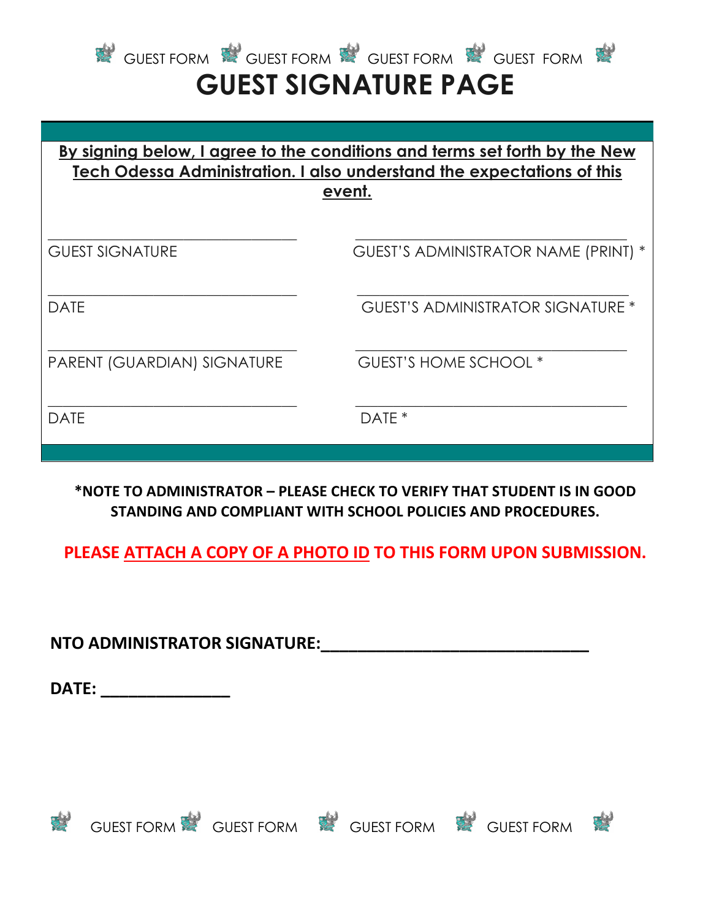GUEST FORM GUEST FORM GUEST FORM GUEST FORM

# GUEST SIGNATURE PAGE

**By signing below, I agree to the conditions and terms set forth by the New Tech Odessa Administration. I also understand the expectations of this event.**

| | |
|---|---|
| ______________________________ | ______________________________ |
| GUEST SIGNATURE | GUEST'S ADMINISTRATOR NAME (PRINT) * |
| ______________________________ | ______________________________ |
| DATE | GUEST'S ADMINISTRATOR SIGNATURE * |
| ______________________________ | ______________________________ |
| PARENT (GUARDIAN) SIGNATURE | GUEST'S HOME SCHOOL * |
| ______________________________ | ______________________________ |
| DATE | DATE * |

**\*NOTE TO ADMINISTRATOR – PLEASE CHECK TO VERIFY THAT STUDENT IS IN GOOD STANDING AND COMPLIANT WITH SCHOOL POLICIES AND PROCEDURES.**

**PLEASE ATTACH A COPY OF A PHOTO ID TO THIS FORM UPON SUBMISSION.**

**NTO ADMINISTRATOR SIGNATURE:______________________________**

**DATE: ______________**

GUEST FORM GUEST FORM GUEST FORM GUEST FORM